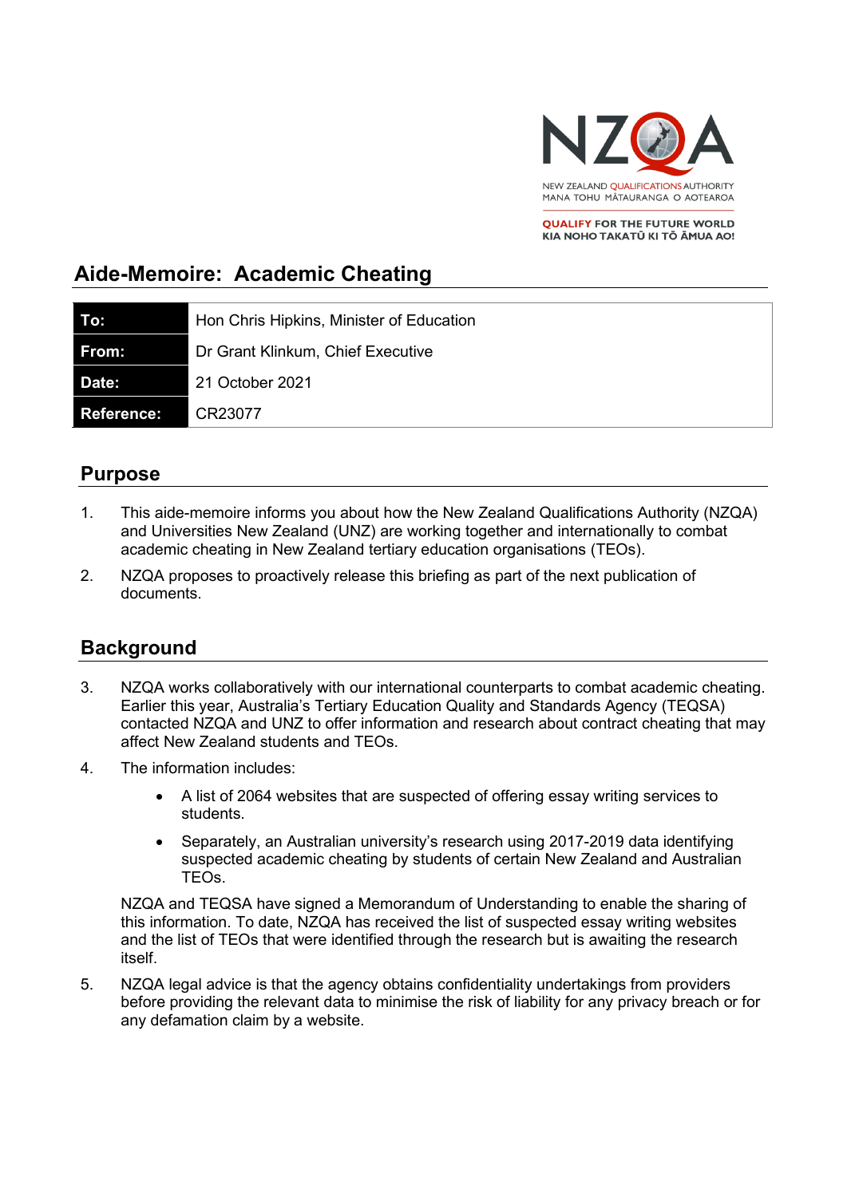NEW ZEALAND QUALIFICATIONS AUTHORITY
MANA TOHU MĀTAURANGA O AOTEAROA

QUALIFY FOR THE FUTURE WORLD
KIA NOHO TAKATŪ KI TŌ ĀMUA AO!

# Aide-Memoire: Academic Cheating

| **To:** | Hon Chris Hipkins, Minister of Education |
|---|---|
| **From:** | Dr Grant Klinkum, Chief Executive |
| **Date:** | 21 October 2021 |
| **Reference:** | CR23077 |

## Purpose

1. This aide-memoire informs you about how the New Zealand Qualifications Authority (NZQA) and Universities New Zealand (UNZ) are working together and internationally to combat academic cheating in New Zealand tertiary education organisations (TEOs).

2. NZQA proposes to proactively release this briefing as part of the next publication of documents.

## Background

3. NZQA works collaboratively with our international counterparts to combat academic cheating. Earlier this year, Australia's Tertiary Education Quality and Standards Agency (TEQSA) contacted NZQA and UNZ to offer information and research about contract cheating that may affect New Zealand students and TEOs.

4. The information includes:

    - A list of 2064 websites that are suspected of offering essay writing services to students.
    - Separately, an Australian university's research using 2017-2019 data identifying suspected academic cheating by students of certain New Zealand and Australian TEOs.

    NZQA and TEQSA have signed a Memorandum of Understanding to enable the sharing of this information. To date, NZQA has received the list of suspected essay writing websites and the list of TEOs that were identified through the research but is awaiting the research itself.

5. NZQA legal advice is that the agency obtains confidentiality undertakings from providers before providing the relevant data to minimise the risk of liability for any privacy breach or for any defamation claim by a website.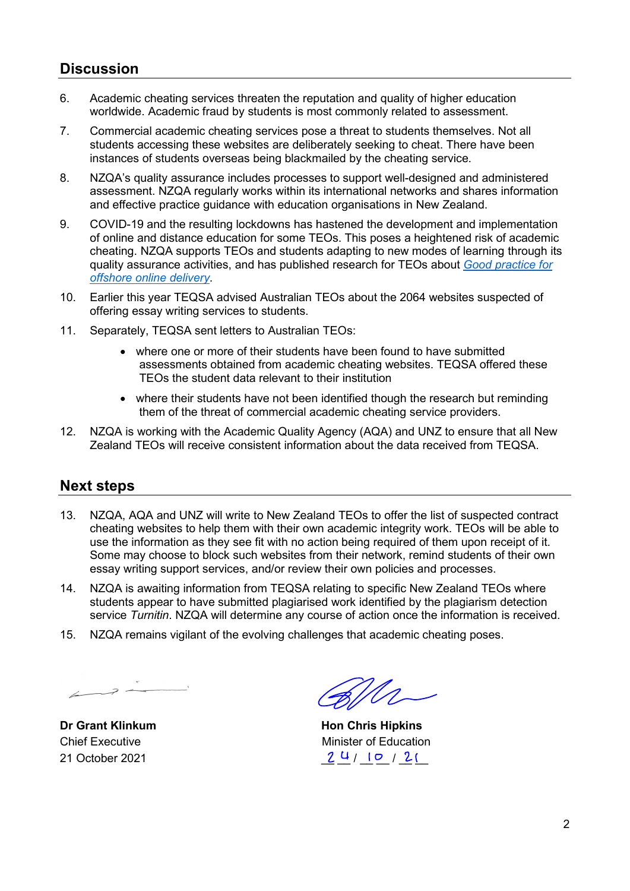## Discussion

6. Academic cheating services threaten the reputation and quality of higher education worldwide. Academic fraud by students is most commonly related to assessment.

7. Commercial academic cheating services pose a threat to students themselves. Not all students accessing these websites are deliberately seeking to cheat. There have been instances of students overseas being blackmailed by the cheating service.

8. NZQA's quality assurance includes processes to support well-designed and administered assessment. NZQA regularly works within its international networks and shares information and effective practice guidance with education organisations in New Zealand.

9. COVID-19 and the resulting lockdowns has hastened the development and implementation of online and distance education for some TEOs. This poses a heightened risk of academic cheating. NZQA supports TEOs and students adapting to new modes of learning through its quality assurance activities, and has published research for TEOs about *Good practice for offshore online delivery*.

10. Earlier this year TEQSA advised Australian TEOs about the 2064 websites suspected of offering essay writing services to students.

11. Separately, TEQSA sent letters to Australian TEOs:

    - where one or more of their students have been found to have submitted assessments obtained from academic cheating websites. TEQSA offered these TEOs the student data relevant to their institution
    - where their students have not been identified though the research but reminding them of the threat of commercial academic cheating service providers.

12. NZQA is working with the Academic Quality Agency (AQA) and UNZ to ensure that all New Zealand TEOs will receive consistent information about the data received from TEQSA.

## Next steps

13. NZQA, AQA and UNZ will write to New Zealand TEOs to offer the list of suspected contract cheating websites to help them with their own academic integrity work. TEOs will be able to use the information as they see fit with no action being required of them upon receipt of it. Some may choose to block such websites from their network, remind students of their own essay writing support services, and/or review their own policies and processes.

14. NZQA is awaiting information from TEQSA relating to specific New Zealand TEOs where students appear to have submitted plagiarised work identified by the plagiarism detection service *Turnitin*. NZQA will determine any course of action once the information is received.

15. NZQA remains vigilant of the evolving challenges that academic cheating poses.

**Dr Grant Klinkum**
Chief Executive
21 October 2021

**Hon Chris Hipkins**
Minister of Education
24 / 10 / 21